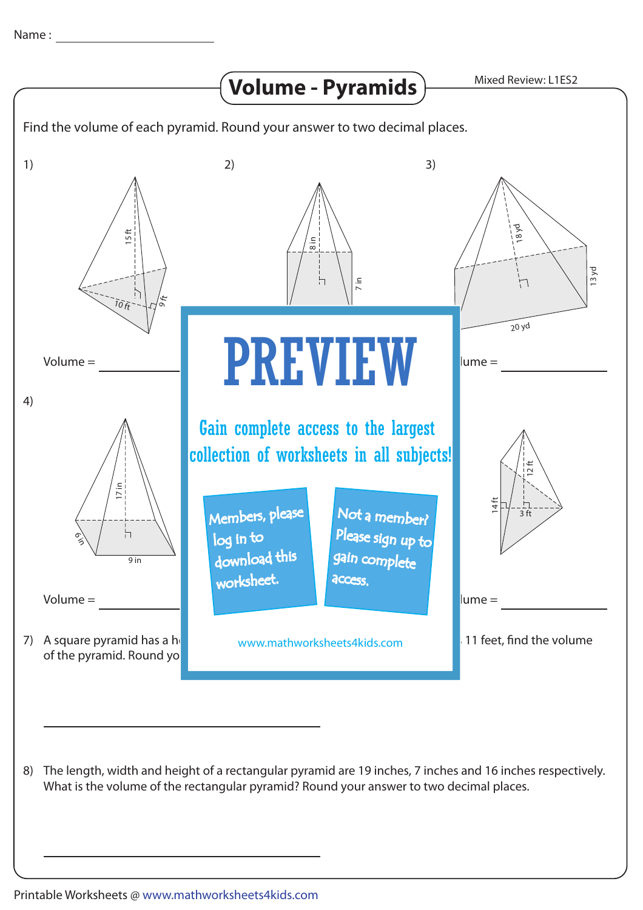Name : ____________________

# Volume - Pyramids

Mixed Review: L1ES2

Find the volume of each pyramid. Round your answer to two decimal places.

1)

15 ft, 10 ft, 9 ft

Volume = ____________

2)

8 in, 7 in

3)

18 yd, 13 yd, 20 yd

lume = ____________

4)

17 in, 6 in, 9 in

Volume = ____________

12 ft, 14 ft, 3 ft

lume = ____________

# PREVIEW

Gain complete access to the largest collection of worksheets in all subjects!

Members, please log in to download this worksheet.

Not a member? Please sign up to gain complete access.

www.mathworksheets4kids.com

7) A square pyramid has a h... 11 feet, find the volume of the pyramid. Round yo...

____________________________

8) The length, width and height of a rectangular pyramid are 19 inches, 7 inches and 16 inches respectively. What is the volume of the rectangular pyramid? Round your answer to two decimal places.

____________________________

Printable Worksheets @ www.mathworksheets4kids.com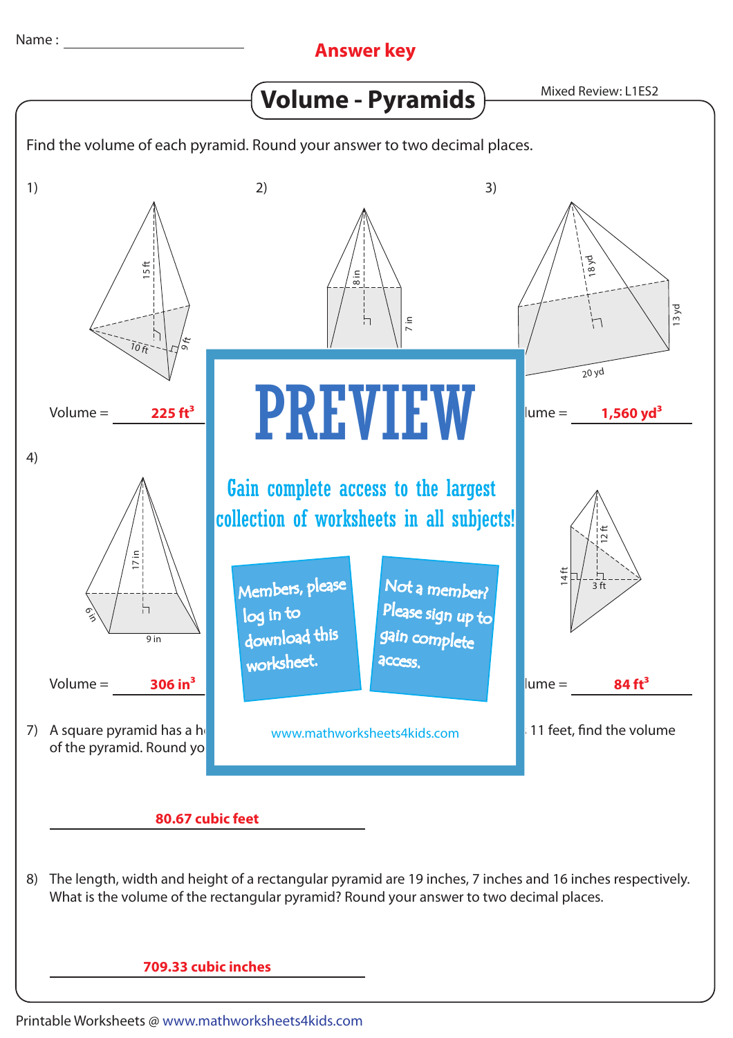Name :

**Answer key**

# Volume - Pyramids

Mixed Review: L1ES2

Find the volume of each pyramid. Round your answer to two decimal places.

1)

15 ft

10 ft

9 ft

Volume = **225 $ft^3$**

2)

8 in

7 in

3)

18 yd

13 yd

20 yd

lume = **1,560 $yd^3$**

4)

17 in

6 in

9 in

Volume = **306 $in^3$**

12 ft

14 ft

3 ft

lume = **84 $ft^3$**

PREVIEW

Gain complete access to the largest collection of worksheets in all subjects!

Members, please log in to download this worksheet.

Not a member? Please sign up to gain complete access.

www.mathworksheets4kids.com

7) A square pyramid has a h… 11 feet, find the volume of the pyramid. Round yo…

**80.67 cubic feet**

8) The length, width and height of a rectangular pyramid are 19 inches, 7 inches and 16 inches respectively. What is the volume of the rectangular pyramid? Round your answer to two decimal places.

**709.33 cubic inches**